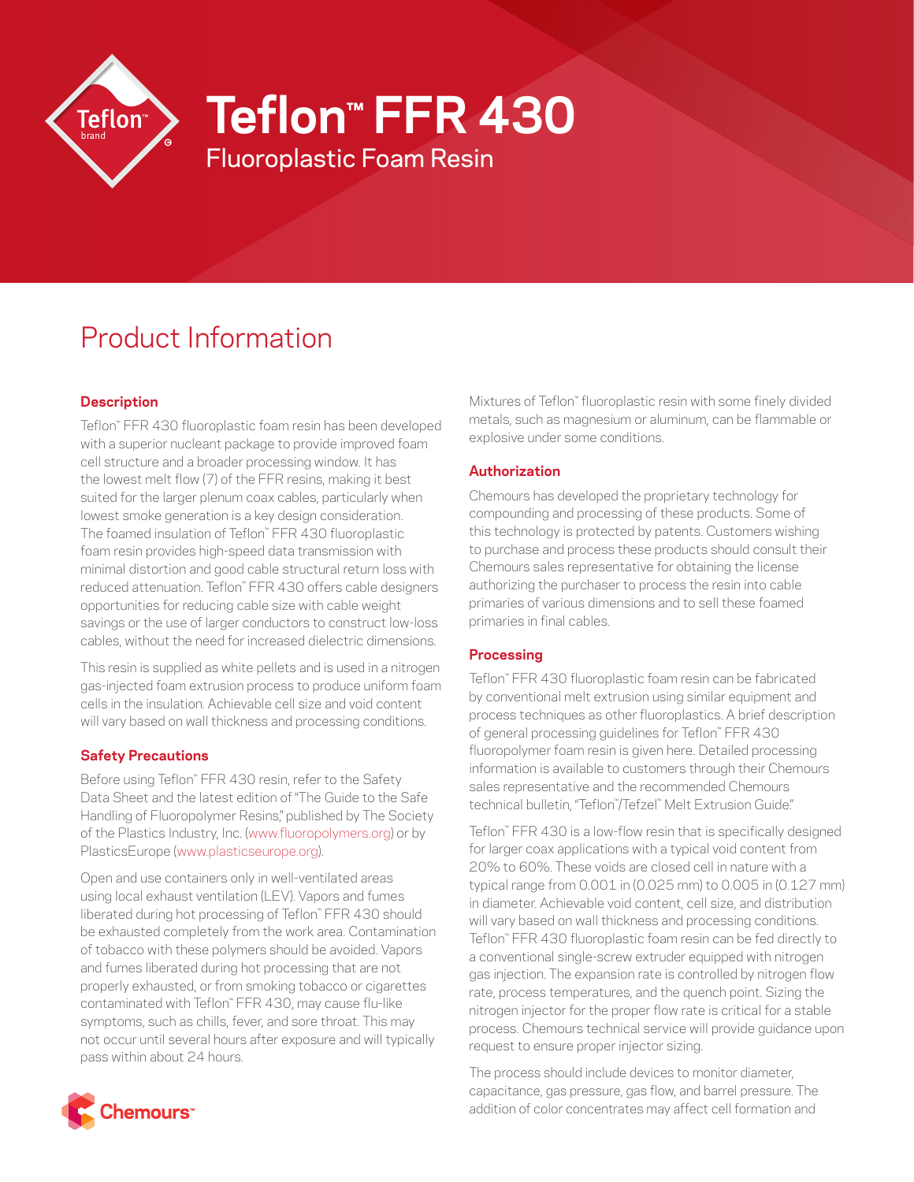# Teflon™ FFR 430

## Fluoroplastic Foam Resin

## Product Information

### Description

Teflon™ FFR 430 fluoroplastic foam resin has been developed with a superior nucleant package to provide improved foam cell structure and a broader processing window. It has the lowest melt flow (7) of the FFR resins, making it best suited for the larger plenum coax cables, particularly when lowest smoke generation is a key design consideration. The foamed insulation of Teflon™ FFR 430 fluoroplastic foam resin provides high-speed data transmission with minimal distortion and good cable structural return loss with reduced attenuation. Teflon™ FFR 430 offers cable designers opportunities for reducing cable size with cable weight savings or the use of larger conductors to construct low-loss cables, without the need for increased dielectric dimensions.

This resin is supplied as white pellets and is used in a nitrogen gas-injected foam extrusion process to produce uniform foam cells in the insulation. Achievable cell size and void content will vary based on wall thickness and processing conditions.

### Safety Precautions

Before using Teflon™ FFR 430 resin, refer to the Safety Data Sheet and the latest edition of "The Guide to the Safe Handling of Fluoropolymer Resins," published by The Society of the Plastics Industry, Inc. (www.fluoropolymers.org) or by PlasticsEurope (www.plasticseurope.org).

Open and use containers only in well-ventilated areas using local exhaust ventilation (LEV). Vapors and fumes liberated during hot processing of Teflon™ FFR 430 should be exhausted completely from the work area. Contamination of tobacco with these polymers should be avoided. Vapors and fumes liberated during hot processing that are not properly exhausted, or from smoking tobacco or cigarettes contaminated with Teflon™ FFR 430, may cause flu-like symptoms, such as chills, fever, and sore throat. This may not occur until several hours after exposure and will typically pass within about 24 hours.

Mixtures of Teflon™ fluoroplastic resin with some finely divided metals, such as magnesium or aluminum, can be flammable or explosive under some conditions.

### Authorization

Chemours has developed the proprietary technology for compounding and processing of these products. Some of this technology is protected by patents. Customers wishing to purchase and process these products should consult their Chemours sales representative for obtaining the license authorizing the purchaser to process the resin into cable primaries of various dimensions and to sell these foamed primaries in final cables.

### Processing

Teflon™ FFR 430 fluoroplastic foam resin can be fabricated by conventional melt extrusion using similar equipment and process techniques as other fluoroplastics. A brief description of general processing guidelines for Teflon™ FFR 430 fluoropolymer foam resin is given here. Detailed processing information is available to customers through their Chemours sales representative and the recommended Chemours technical bulletin, "Teflon™/Tefzel™ Melt Extrusion Guide."

Teflon™ FFR 430 is a low-flow resin that is specifically designed for larger coax applications with a typical void content from 20% to 60%. These voids are closed cell in nature with a typical range from 0.001 in (0.025 mm) to 0.005 in (0.127 mm) in diameter. Achievable void content, cell size, and distribution will vary based on wall thickness and processing conditions. Teflon™ FFR 430 fluoroplastic foam resin can be fed directly to a conventional single-screw extruder equipped with nitrogen gas injection. The expansion rate is controlled by nitrogen flow rate, process temperatures, and the quench point. Sizing the nitrogen injector for the proper flow rate is critical for a stable process. Chemours technical service will provide guidance upon request to ensure proper injector sizing.

The process should include devices to monitor diameter, capacitance, gas pressure, gas flow, and barrel pressure. The addition of color concentrates may affect cell formation and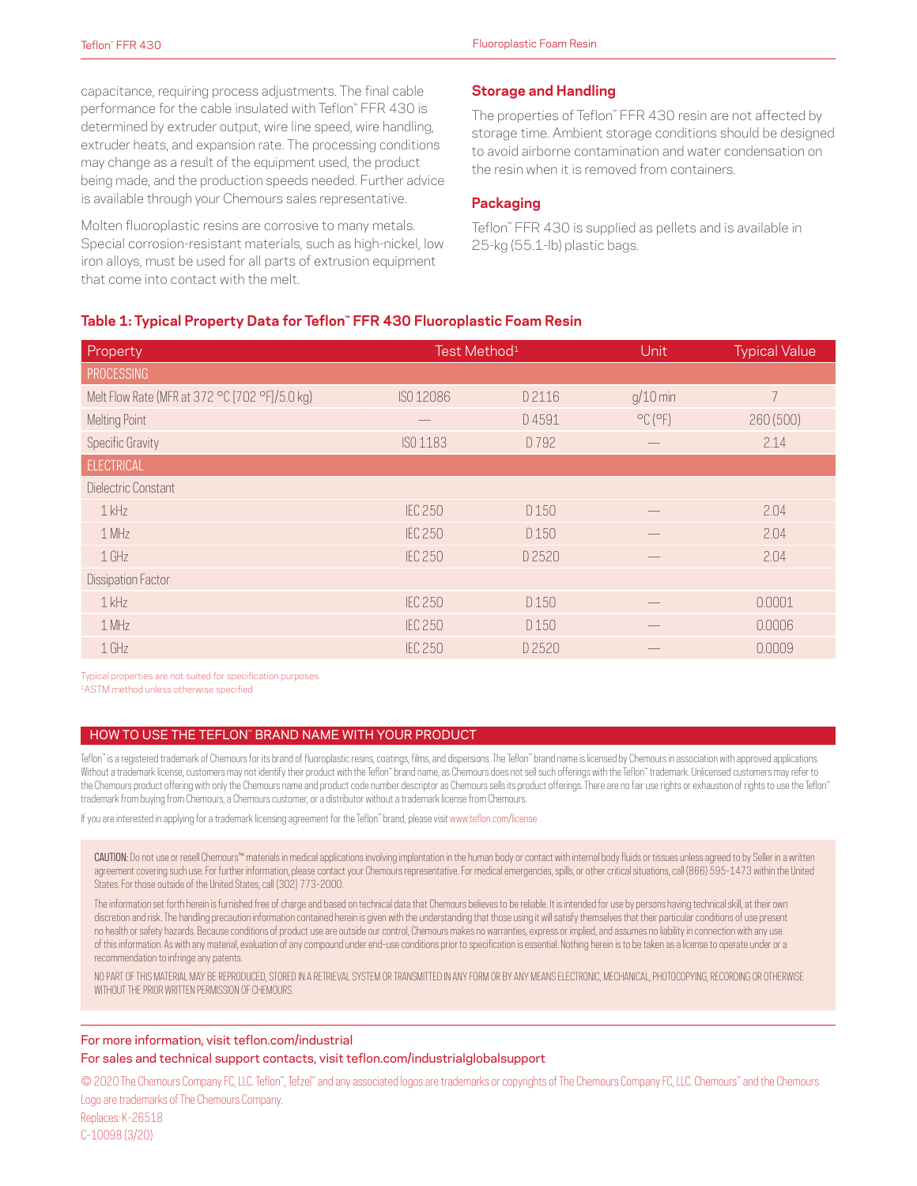capacitance, requiring process adjustments. The final cable performance for the cable insulated with Teflon™ FFR 430 is determined by extruder output, wire line speed, wire handling, extruder heats, and expansion rate. The processing conditions may change as a result of the equipment used, the product being made, and the production speeds needed. Further advice is available through your Chemours sales representative.

Molten fluoroplastic resins are corrosive to many metals. Special corrosion-resistant materials, such as high-nickel, low iron alloys, must be used for all parts of extrusion equipment that come into contact with the melt.

## Storage and Handling

The properties of Teflon™ FFR 430 resin are not affected by storage time. Ambient storage conditions should be designed to avoid airborne contamination and water condensation on the resin when it is removed from containers.

## Packaging

Teflon™ FFR 430 is supplied as pellets and is available in 25-kg (55.1-lb) plastic bags.

### Table 1: Typical Property Data for Teflon™ FFR 430 Fluoroplastic Foam Resin

| Property | Test Method[1] | | Unit | Typical Value |
|---|---|---|---|---|
| **PROCESSING** | | | | |
| Melt Flow Rate (MFR at 372 °C [702 °F]/5.0 kg) | ISO 12086 | D 2116 | g/10 min | 7 |
| Melting Point | — | D 4591 | °C (°F) | 260 (500) |
| Specific Gravity | ISO 1183 | D 792 | — | 2.14 |
| **ELECTRICAL** | | | | |
| Dielectric Constant | | | | |
| 1 kHz | IEC 250 | D 150 | — | 2.04 |
| 1 MHz | IEC 250 | D 150 | — | 2.04 |
| 1 GHz | IEC 250 | D 2520 | — | 2.04 |
| Dissipation Factor | | | | |
| 1 kHz | IEC 250 | D 150 | — | 0.0001 |
| 1 MHz | IEC 250 | D 150 | — | 0.0006 |
| 1 GHz | IEC 250 | D 2520 | — | 0.0009 |

Typical properties are not suited for specification purposes.
[1]ASTM method unless otherwise specified

## HOW TO USE THE TEFLON™ BRAND NAME WITH YOUR PRODUCT

Teflon™ is a registered trademark of Chemours for its brand of fluoroplastic resins, coatings, films, and dispersions. The Teflon™ brand name is licensed by Chemours in association with approved applications. Without a trademark license, customers may not identify their product with the Teflon™ brand name, as Chemours does not sell such offerings with the Teflon™ trademark. Unlicensed customers may refer to the Chemours product offering with only the Chemours name and product code number descriptor as Chemours sells its product offerings. There are no fair use rights or exhaustion of rights to use the Teflon™ trademark from buying from Chemours, a Chemours customer, or a distributor without a trademark license from Chemours.

If you are interested in applying for a trademark licensing agreement for the Teflon™ brand, please visit www.teflon.com/license

CAUTION: Do not use or resell Chemours™ materials in medical applications involving implantation in the human body or contact with internal body fluids or tissues unless agreed to by Seller in a written agreement covering such use. For further information, please contact your Chemours representative. For medical emergencies, spills, or other critical situations, call (866) 595-1473 within the United States. For those outside of the United States, call (302) 773-2000.

The information set forth herein is furnished free of charge and based on technical data that Chemours believes to be reliable. It is intended for use by persons having technical skill, at their own discretion and risk. The handling precaution information contained herein is given with the understanding that those using it will satisfy themselves that their particular conditions of use present no health or safety hazards. Because conditions of product use are outside our control, Chemours makes no warranties, express or implied, and assumes no liability in connection with any use of this information. As with any material, evaluation of any compound under end-use conditions prior to specification is essential. Nothing herein is to be taken as a license to operate under or a recommendation to infringe any patents.

NO PART OF THIS MATERIAL MAY BE REPRODUCED, STORED IN A RETRIEVAL SYSTEM OR TRANSMITTED IN ANY FORM OR BY ANY MEANS ELECTRONIC, MECHANICAL, PHOTOCOPYING, RECORDING OR OTHERWISE WITHOUT THE PRIOR WRITTEN PERMISSION OF CHEMOURS.

For more information, visit teflon.com/industrial
For sales and technical support contacts, visit teflon.com/industrialglobalsupport

© 2020 The Chemours Company FC, LLC. Teflon™, Tefzel™ and any associated logos are trademarks or copyrights of The Chemours Company FC, LLC. Chemours™ and the Chemours Logo are trademarks of The Chemours Company.

Replaces: K-26518
C-10098 (3/20)